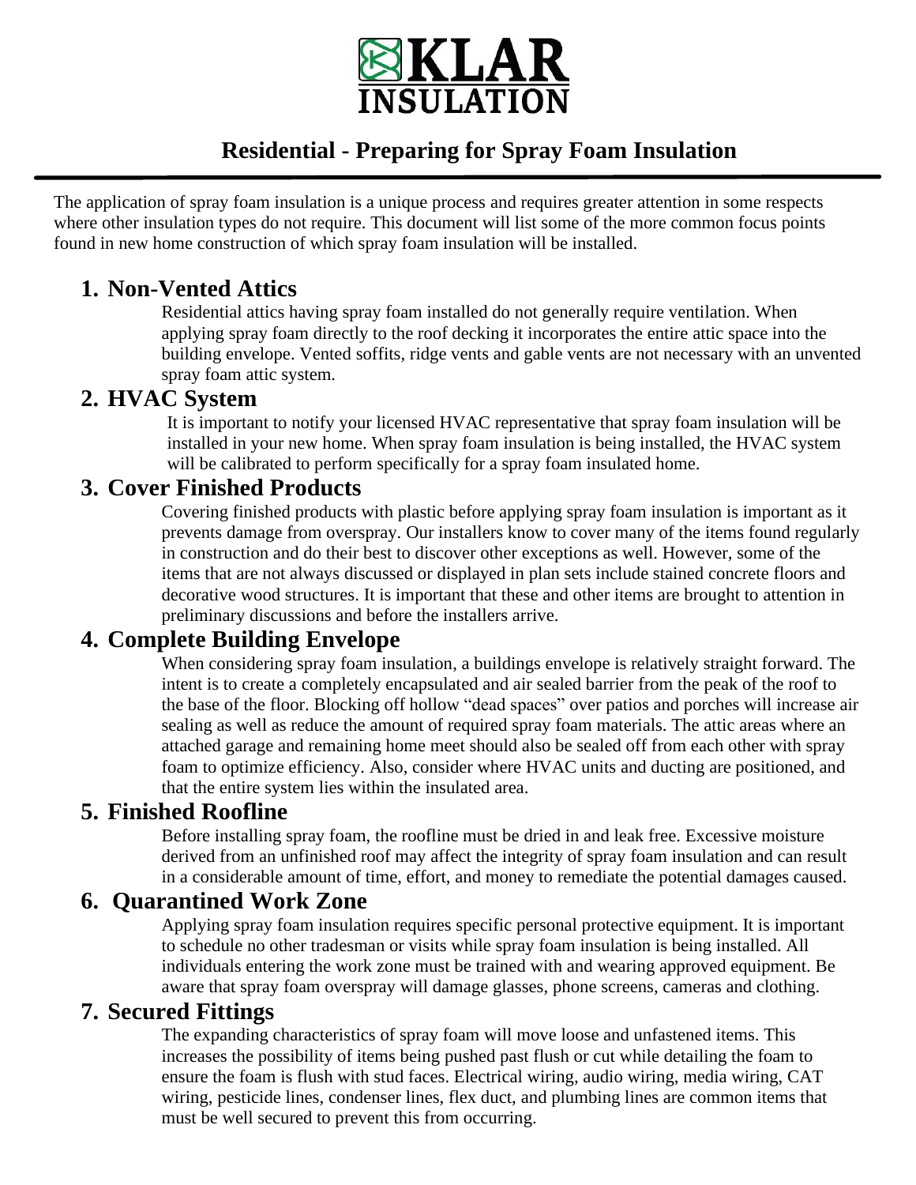# KLAR INSULATION

## Residential - Preparing for Spray Foam Insulation

The application of spray foam insulation is a unique process and requires greater attention in some respects where other insulation types do not require. This document will list some of the more common focus points found in new home construction of which spray foam insulation will be installed.

### 1. Non-Vented Attics

Residential attics having spray foam installed do not generally require ventilation. When applying spray foam directly to the roof decking it incorporates the entire attic space into the building envelope. Vented soffits, ridge vents and gable vents are not necessary with an unvented spray foam attic system.

### 2. HVAC System

It is important to notify your licensed HVAC representative that spray foam insulation will be installed in your new home. When spray foam insulation is being installed, the HVAC system will be calibrated to perform specifically for a spray foam insulated home.

### 3. Cover Finished Products

Covering finished products with plastic before applying spray foam insulation is important as it prevents damage from overspray. Our installers know to cover many of the items found regularly in construction and do their best to discover other exceptions as well. However, some of the items that are not always discussed or displayed in plan sets include stained concrete floors and decorative wood structures. It is important that these and other items are brought to attention in preliminary discussions and before the installers arrive.

### 4. Complete Building Envelope

When considering spray foam insulation, a buildings envelope is relatively straight forward. The intent is to create a completely encapsulated and air sealed barrier from the peak of the roof to the base of the floor. Blocking off hollow "dead spaces" over patios and porches will increase air sealing as well as reduce the amount of required spray foam materials. The attic areas where an attached garage and remaining home meet should also be sealed off from each other with spray foam to optimize efficiency. Also, consider where HVAC units and ducting are positioned, and that the entire system lies within the insulated area.

### 5. Finished Roofline

Before installing spray foam, the roofline must be dried in and leak free. Excessive moisture derived from an unfinished roof may affect the integrity of spray foam insulation and can result in a considerable amount of time, effort, and money to remediate the potential damages caused.

### 6. Quarantined Work Zone

Applying spray foam insulation requires specific personal protective equipment. It is important to schedule no other tradesman or visits while spray foam insulation is being installed. All individuals entering the work zone must be trained with and wearing approved equipment. Be aware that spray foam overspray will damage glasses, phone screens, cameras and clothing.

### 7. Secured Fittings

The expanding characteristics of spray foam will move loose and unfastened items. This increases the possibility of items being pushed past flush or cut while detailing the foam to ensure the foam is flush with stud faces. Electrical wiring, audio wiring, media wiring, CAT wiring, pesticide lines, condenser lines, flex duct, and plumbing lines are common items that must be well secured to prevent this from occurring.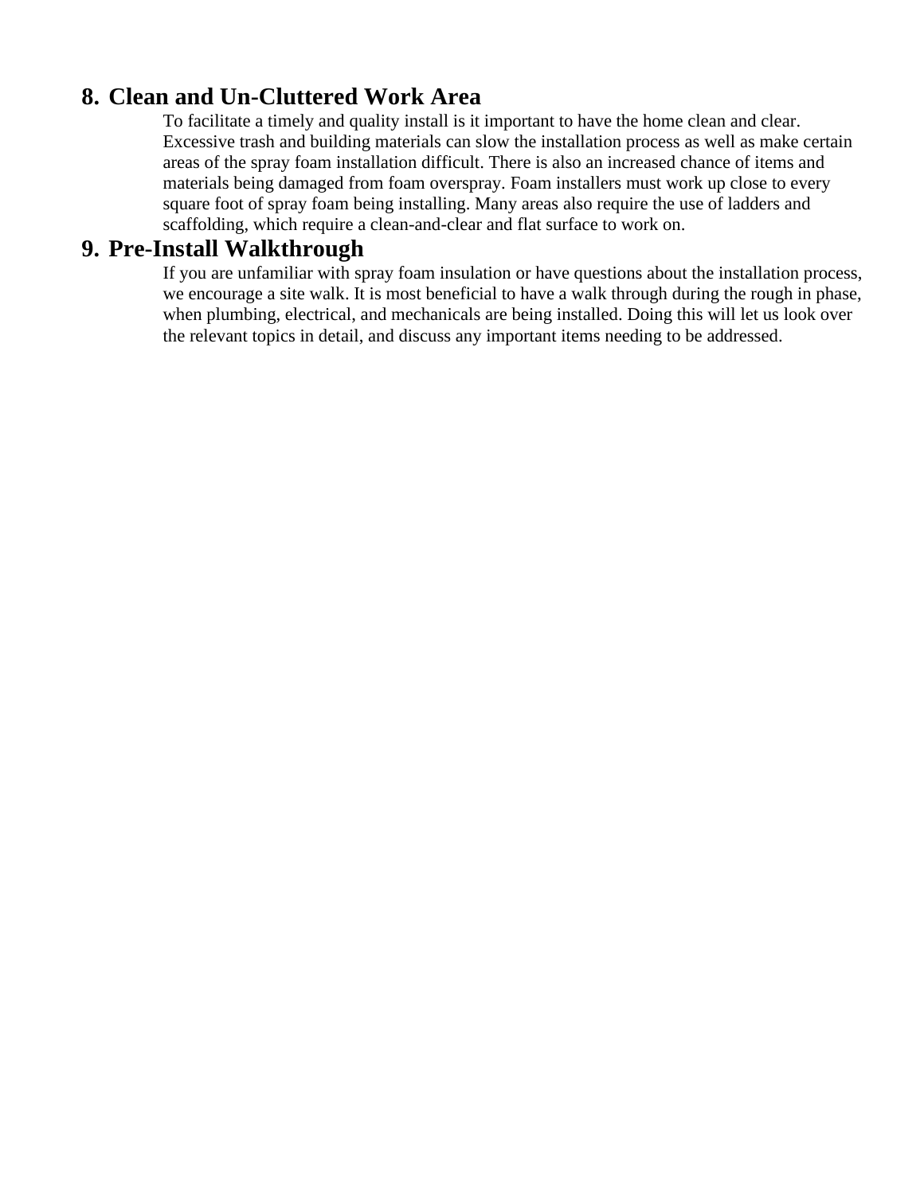## 8. Clean and Un-Cluttered Work Area

To facilitate a timely and quality install is it important to have the home clean and clear. Excessive trash and building materials can slow the installation process as well as make certain areas of the spray foam installation difficult. There is also an increased chance of items and materials being damaged from foam overspray. Foam installers must work up close to every square foot of spray foam being installing. Many areas also require the use of ladders and scaffolding, which require a clean-and-clear and flat surface to work on.

## 9. Pre-Install Walkthrough

If you are unfamiliar with spray foam insulation or have questions about the installation process, we encourage a site walk. It is most beneficial to have a walk through during the rough in phase, when plumbing, electrical, and mechanicals are being installed. Doing this will let us look over the relevant topics in detail, and discuss any important items needing to be addressed.